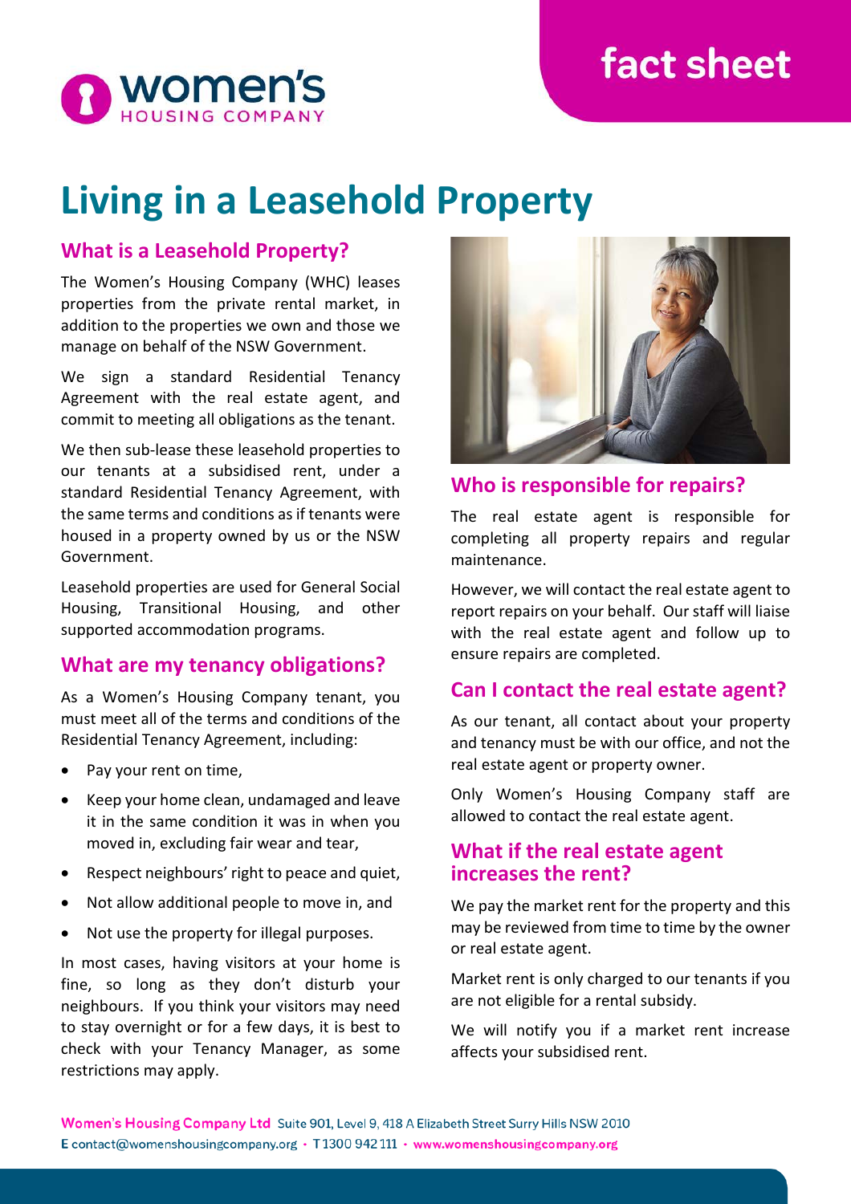fact sheet

# Living in a Leasehold Property

## What is a Leasehold Property?

The Women's Housing Company (WHC) leases properties from the private rental market, in addition to the properties we own and those we manage on behalf of the NSW Government.

We sign a standard Residential Tenancy Agreement with the real estate agent, and commit to meeting all obligations as the tenant.

We then sub-lease these leasehold properties to our tenants at a subsidised rent, under a standard Residential Tenancy Agreement, with the same terms and conditions as if tenants were housed in a property owned by us or the NSW Government.

Leasehold properties are used for General Social Housing, Transitional Housing, and other supported accommodation programs.

## What are my tenancy obligations?

As a Women's Housing Company tenant, you must meet all of the terms and conditions of the Residential Tenancy Agreement, including:

- Pay your rent on time,
- Keep your home clean, undamaged and leave it in the same condition it was in when you moved in, excluding fair wear and tear,
- Respect neighbours' right to peace and quiet,
- Not allow additional people to move in, and
- Not use the property for illegal purposes.

In most cases, having visitors at your home is fine, so long as they don't disturb your neighbours. If you think your visitors may need to stay overnight or for a few days, it is best to check with your Tenancy Manager, as some restrictions may apply.

## Who is responsible for repairs?

The real estate agent is responsible for completing all property repairs and regular maintenance.

However, we will contact the real estate agent to report repairs on your behalf. Our staff will liaise with the real estate agent and follow up to ensure repairs are completed.

## Can I contact the real estate agent?

As our tenant, all contact about your property and tenancy must be with our office, and not the real estate agent or property owner.

Only Women's Housing Company staff are allowed to contact the real estate agent.

## What if the real estate agent increases the rent?

We pay the market rent for the property and this may be reviewed from time to time by the owner or real estate agent.

Market rent is only charged to our tenants if you are not eligible for a rental subsidy.

We will notify you if a market rent increase affects your subsidised rent.

**Women's Housing Company Ltd** Suite 901, Level 9, 418 A Elizabeth Street Surry Hills NSW 2010
E contact@womenshousingcompany.org • T 1300 942 111 • www.womenshousingcompany.org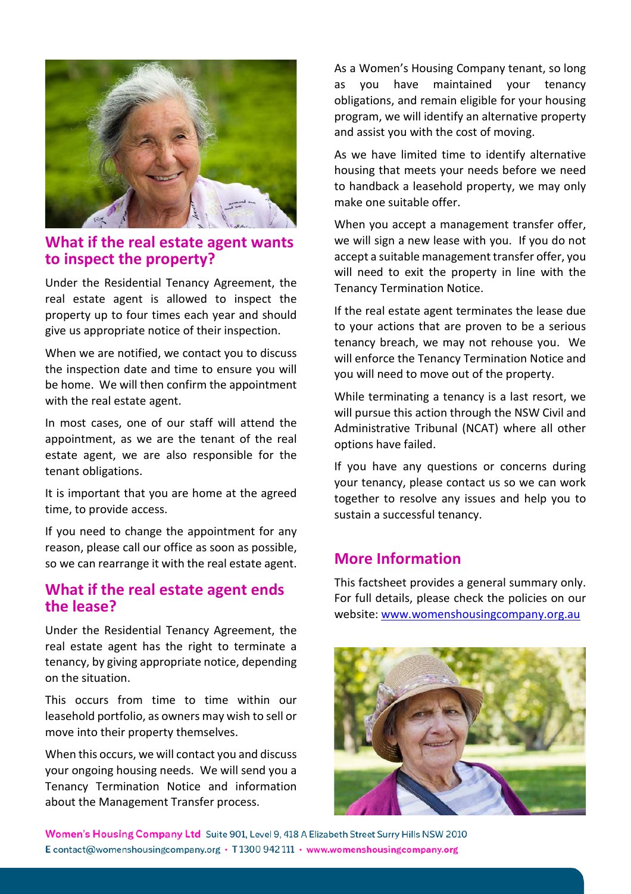## What if the real estate agent wants to inspect the property?

Under the Residential Tenancy Agreement, the real estate agent is allowed to inspect the property up to four times each year and should give us appropriate notice of their inspection.

When we are notified, we contact you to discuss the inspection date and time to ensure you will be home. We will then confirm the appointment with the real estate agent.

In most cases, one of our staff will attend the appointment, as we are the tenant of the real estate agent, we are also responsible for the tenant obligations.

It is important that you are home at the agreed time, to provide access.

If you need to change the appointment for any reason, please call our office as soon as possible, so we can rearrange it with the real estate agent.

## What if the real estate agent ends the lease?

Under the Residential Tenancy Agreement, the real estate agent has the right to terminate a tenancy, by giving appropriate notice, depending on the situation.

This occurs from time to time within our leasehold portfolio, as owners may wish to sell or move into their property themselves.

When this occurs, we will contact you and discuss your ongoing housing needs. We will send you a Tenancy Termination Notice and information about the Management Transfer process.

As a Women's Housing Company tenant, so long as you have maintained your tenancy obligations, and remain eligible for your housing program, we will identify an alternative property and assist you with the cost of moving.

As we have limited time to identify alternative housing that meets your needs before we need to handback a leasehold property, we may only make one suitable offer.

When you accept a management transfer offer, we will sign a new lease with you. If you do not accept a suitable management transfer offer, you will need to exit the property in line with the Tenancy Termination Notice.

If the real estate agent terminates the lease due to your actions that are proven to be a serious tenancy breach, we may not rehouse you. We will enforce the Tenancy Termination Notice and you will need to move out of the property.

While terminating a tenancy is a last resort, we will pursue this action through the NSW Civil and Administrative Tribunal (NCAT) where all other options have failed.

If you have any questions or concerns during your tenancy, please contact us so we can work together to resolve any issues and help you to sustain a successful tenancy.

## More Information

This factsheet provides a general summary only. For full details, please check the policies on our website: [www.womenshousingcompany.org.au](http://www.womenshousingcompany.org.au)

**Women's Housing Company Ltd** Suite 901, Level 9, 418 A Elizabeth Street Surry Hills NSW 2010
E contact@womenshousingcompany.org • T 1300 942 111 • www.womenshousingcompany.org